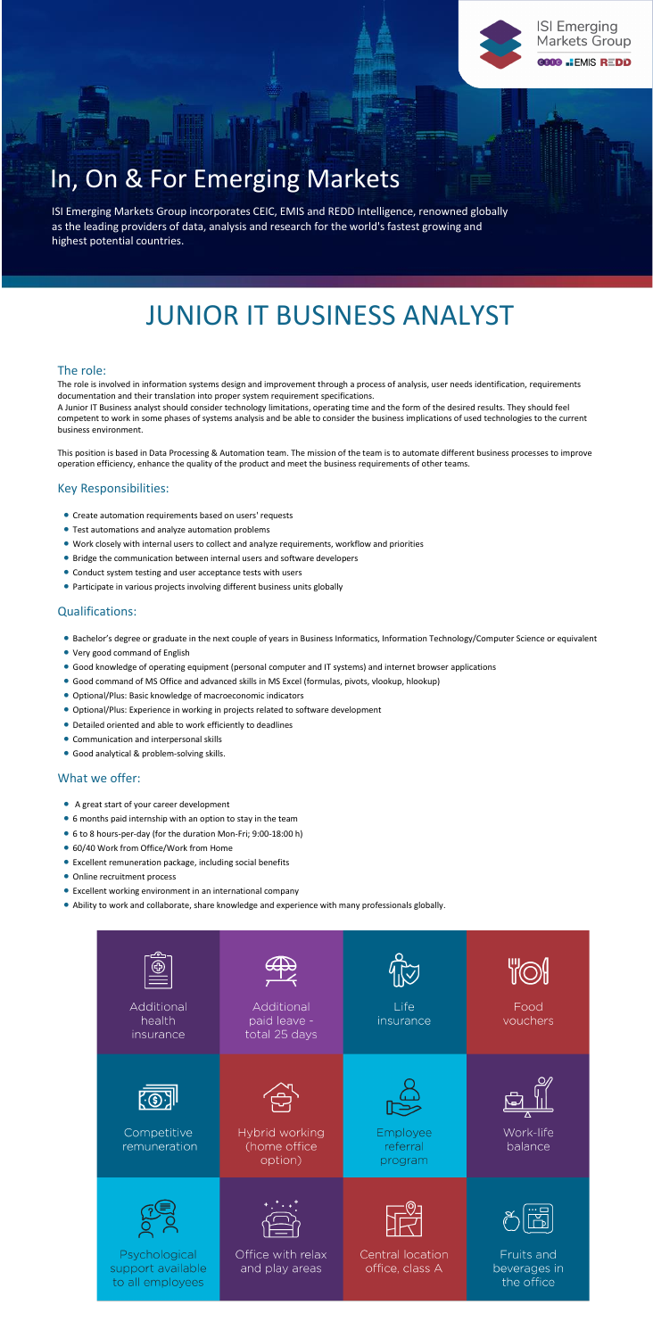ISI Emerging Markets Group

CEIC EMIS REDD

# In, On & For Emerging Markets

ISI Emerging Markets Group incorporates CEIC, EMIS and REDD Intelligence, renowned globally as the leading providers of data, analysis and research for the world's fastest growing and highest potential countries.

# JUNIOR IT BUSINESS ANALYST

## The role:

The role is involved in information systems design and improvement through a process of analysis, user needs identification, requirements documentation and their translation into proper system requirement specifications.

A Junior IT Business analyst should consider technology limitations, operating time and the form of the desired results. They should feel competent to work in some phases of systems analysis and be able to consider the business implications of used technologies to the current business environment.

This position is based in Data Processing & Automation team. The mission of the team is to automate different business processes to improve operation efficiency, enhance the quality of the product and meet the business requirements of other teams.

## Key Responsibilities:

- Create automation requirements based on users' requests
- Test automations and analyze automation problems
- Work closely with internal users to collect and analyze requirements, workflow and priorities
- Bridge the communication between internal users and software developers
- Conduct system testing and user acceptance tests with users
- Participate in various projects involving different business units globally

## Qualifications:

- Bachelor's degree or graduate in the next couple of years in Business Informatics, Information Technology/Computer Science or equivalent
- Very good command of English
- Good knowledge of operating equipment (personal computer and IT systems) and internet browser applications
- Good command of MS Office and advanced skills in MS Excel (formulas, pivots, vlookup, hlookup)
- Optional/Plus: Basic knowledge of macroeconomic indicators
- Optional/Plus: Experience in working in projects related to software development
- Detailed oriented and able to work efficiently to deadlines
- Communication and interpersonal skills
- Good analytical & problem-solving skills.

## What we offer:

- A great start of your career development
- 6 months paid internship with an option to stay in the team
- 6 to 8 hours-per-day (for the duration Mon-Fri; 9:00-18:00 h)
- 60/40 Work from Office/Work from Home
- Excellent remuneration package, including social benefits
- Online recruitment process
- Excellent working environment in an international company
- Ability to work and collaborate, share knowledge and experience with many professionals globally.

| | | | |
|---|---|---|---|
| Additional health insurance | Additional paid leave - total 25 days | Life insurance | Food vouchers |
| Competitive remuneration | Hybrid working (home office option) | Employee referral program | Work-life balance |
| Psychological support available to all employees | Office with relax and play areas | Central location office, class A | Fruits and beverages in the office |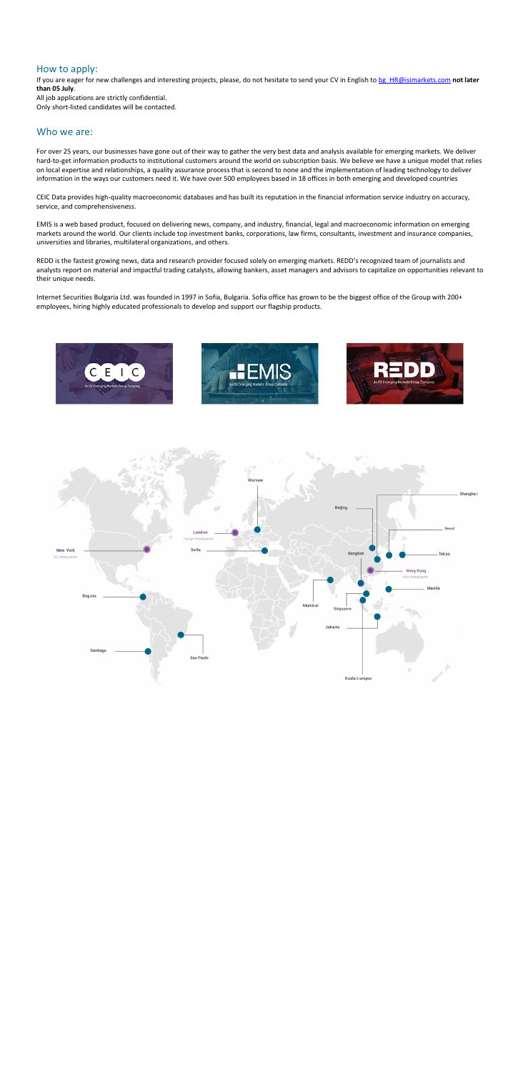## How to apply:

If you are eager for new challenges and interesting projects, please, do not hesitate to send your CV in English to bg_HR@isimarkets.com **not later than 05 July**.

All job applications are strictly confidential.

Only short-listed candidates will be contacted.

## Who we are:

For over 25 years, our businesses have gone out of their way to gather the very best data and analysis available for emerging markets. We deliver hard-to-get information products to institutional customers around the world on subscription basis. We believe we have a unique model that relies on local expertise and relationships, a quality assurance process that is second to none and the implementation of leading technology to deliver information in the ways our customers need it. We have over 500 employees based in 18 offices in both emerging and developed countries

CEIC Data provides high-quality macroeconomic databases and has built its reputation in the financial information service industry on accuracy, service, and comprehensiveness.

EMIS is a web based product, focused on delivering news, company, and industry, financial, legal and macroeconomic information on emerging markets around the world. Our clients include top investment banks, corporations, law firms, consultants, investment and insurance companies, universities and libraries, multilateral organizations, and others.

REDD is the fastest growing news, data and research provider focused solely on emerging markets. REDD's recognized team of journalists and analysts report on material and impactful trading catalysts, allowing bankers, asset managers and advisors to capitalize on opportunities relevant to their unique needs.

Internet Securities Bulgaria Ltd. was founded in 1997 in Sofia, Bulgaria. Sofia office has grown to be the biggest office of the Group with 200+ employees, hiring highly educated professionals to develop and support our flagship products.

CEIC
An ISI Emerging Markets Group Company

EMIS
An ISI Emerging Markets Group Company

REDD
An ISI Emerging Markets Group Company

Warsaw
Shanghai
Beijing
London
Europe Headquarter
Seoul
New York
US Headquarter
Sofia
Bangkok
Tokyo
Hong Kong
Asia Headquarter
Manila
Bogota
Mumbai
Singapore
Jakarta
Santiago
Sao Paulo
Kuala Lumpur